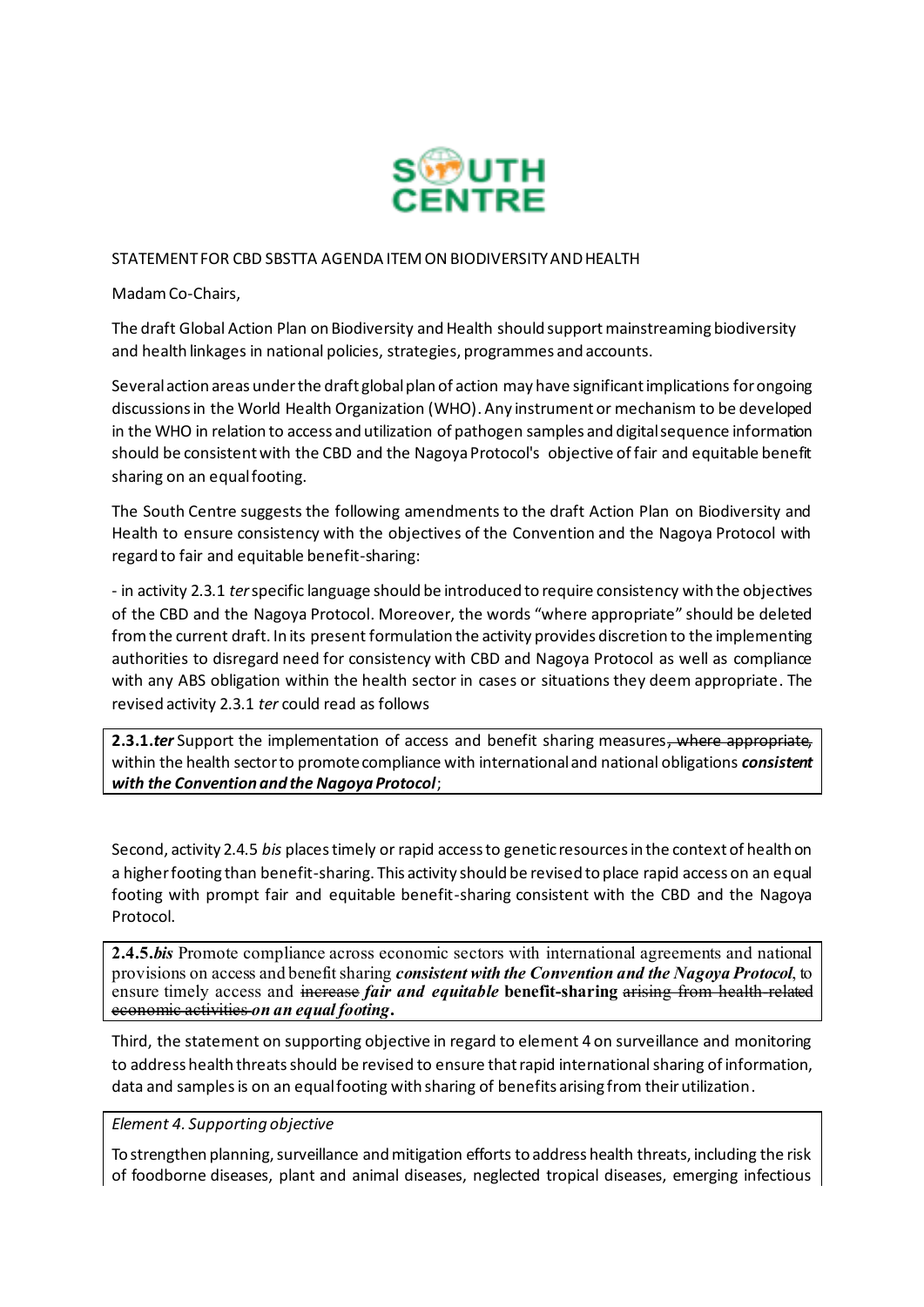SOUTH CENTRE

STATEMENT FOR CBD SBSTTA AGENDA ITEM ON BIODIVERSITY AND HEALTH

Madam Co-Chairs,

The draft Global Action Plan on Biodiversity and Health should support mainstreaming biodiversity and health linkages in national policies, strategies, programmes and accounts.

Several action areas under the draft global plan of action may have significant implications for ongoing discussions in the World Health Organization (WHO). Any instrument or mechanism to be developed in the WHO in relation to access and utilization of pathogen samples and digital sequence information should be consistent with the CBD and the Nagoya Protocol's objective of fair and equitable benefit sharing on an equal footing.

The South Centre suggests the following amendments to the draft Action Plan on Biodiversity and Health to ensure consistency with the objectives of the Convention and the Nagoya Protocol with regard to fair and equitable benefit-sharing:

- in activity 2.3.1 *ter* specific language should be introduced to require consistency with the objectives of the CBD and the Nagoya Protocol. Moreover, the words "where appropriate" should be deleted from the current draft. In its present formulation the activity provides discretion to the implementing authorities to disregard need for consistency with CBD and Nagoya Protocol as well as compliance with any ABS obligation within the health sector in cases or situations they deem appropriate. The revised activity 2.3.1 *ter* could read as follows

| **2.3.1.*ter*** Support the implementation of access and benefit sharing measures~~, where appropriate,~~ within the health sector to promote compliance with international and national obligations ***consistent with the Convention and the Nagoya Protocol***; |
|---|

Second, activity 2.4.5 *bis* places timely or rapid access to genetic resources in the context of health on a higher footing than benefit-sharing. This activity should be revised to place rapid access on an equal footing with prompt fair and equitable benefit-sharing consistent with the CBD and the Nagoya Protocol.

| **2.4.5.*bis*** Promote compliance across economic sectors with international agreements and national provisions on access and benefit sharing ***consistent with the Convention and the Nagoya Protocol***, to ensure timely access and ~~increase~~ ***fair and equitable*** **benefit-sharing** ~~arising from health-related economic activities~~ ***on an equal footing***. |
|---|

Third, the statement on supporting objective in regard to element 4 on surveillance and monitoring to address health threats should be revised to ensure that rapid international sharing of information, data and samples is on an equal footing with sharing of benefits arising from their utilization.

| *Element 4. Supporting objective* |
|---|
| To strengthen planning, surveillance and mitigation efforts to address health threats, including the risk of foodborne diseases, plant and animal diseases, neglected tropical diseases, emerging infectious |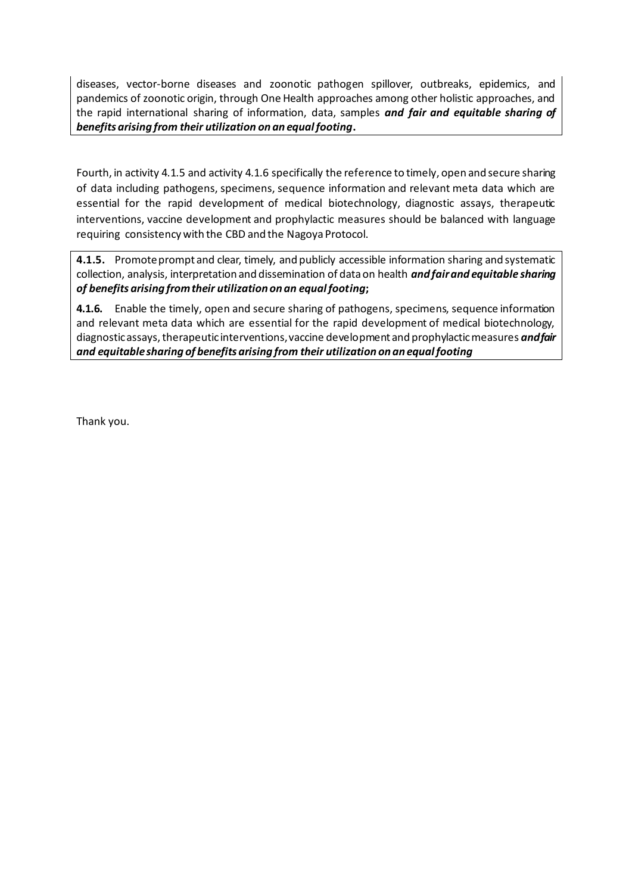diseases, vector-borne diseases and zoonotic pathogen spillover, outbreaks, epidemics, and pandemics of zoonotic origin, through One Health approaches among other holistic approaches, and the rapid international sharing of information, data, samples ***and fair and equitable sharing of benefits arising from their utilization on an equal footing*.**

Fourth, in activity 4.1.5 and activity 4.1.6 specifically the reference to timely, open and secure sharing of data including pathogens, specimens, sequence information and relevant meta data which are essential for the rapid development of medical biotechnology, diagnostic assays, therapeutic interventions, vaccine development and prophylactic measures should be balanced with language requiring consistency with the CBD and the Nagoya Protocol.

**4.1.5.** Promote prompt and clear, timely, and publicly accessible information sharing and systematic collection, analysis, interpretation and dissemination of data on health ***and fair and equitable sharing of benefits arising from their utilization on an equal footing*;**

**4.1.6.** Enable the timely, open and secure sharing of pathogens, specimens, sequence information and relevant meta data which are essential for the rapid development of medical biotechnology, diagnostic assays, therapeutic interventions, vaccine development and prophylactic measures ***and fair and equitable sharing of benefits arising from their utilization on an equal footing***

Thank you.